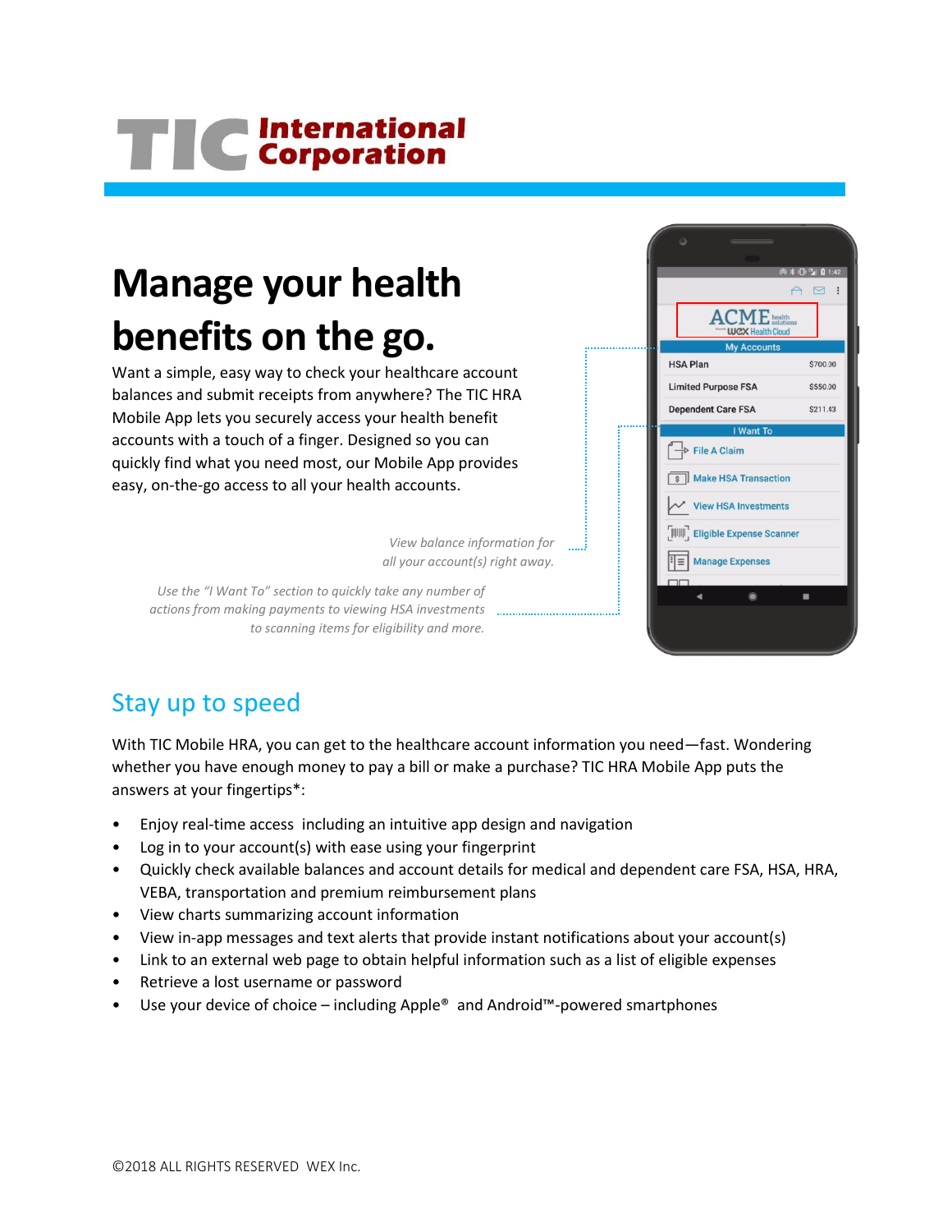# TIC International Corporation

# Manage your health benefits on the go.

Want a simple, easy way to check your healthcare account balances and submit receipts from anywhere? The TIC HRA Mobile App lets you securely access your health benefit accounts with a touch of a finger. Designed so you can quickly find what you need most, our Mobile App provides easy, on-the-go access to all your health accounts.

*View balance information for all your account(s) right away.*

*Use the "I Want To" section to quickly take any number of actions from making payments to viewing HSA investments to scanning items for eligibility and more.*

## Stay up to speed

With TIC Mobile HRA, you can get to the healthcare account information you need—fast. Wondering whether you have enough money to pay a bill or make a purchase? TIC HRA Mobile App puts the answers at your fingertips*:

- Enjoy real-time access including an intuitive app design and navigation
- Log in to your account(s) with ease using your fingerprint
- Quickly check available balances and account details for medical and dependent care FSA, HSA, HRA, VEBA, transportation and premium reimbursement plans
- View charts summarizing account information
- View in-app messages and text alerts that provide instant notifications about your account(s)
- Link to an external web page to obtain helpful information such as a list of eligible expenses
- Retrieve a lost username or password
- Use your device of choice – including Apple® and Android™-powered smartphones

©2018 ALL RIGHTS RESERVED WEX Inc.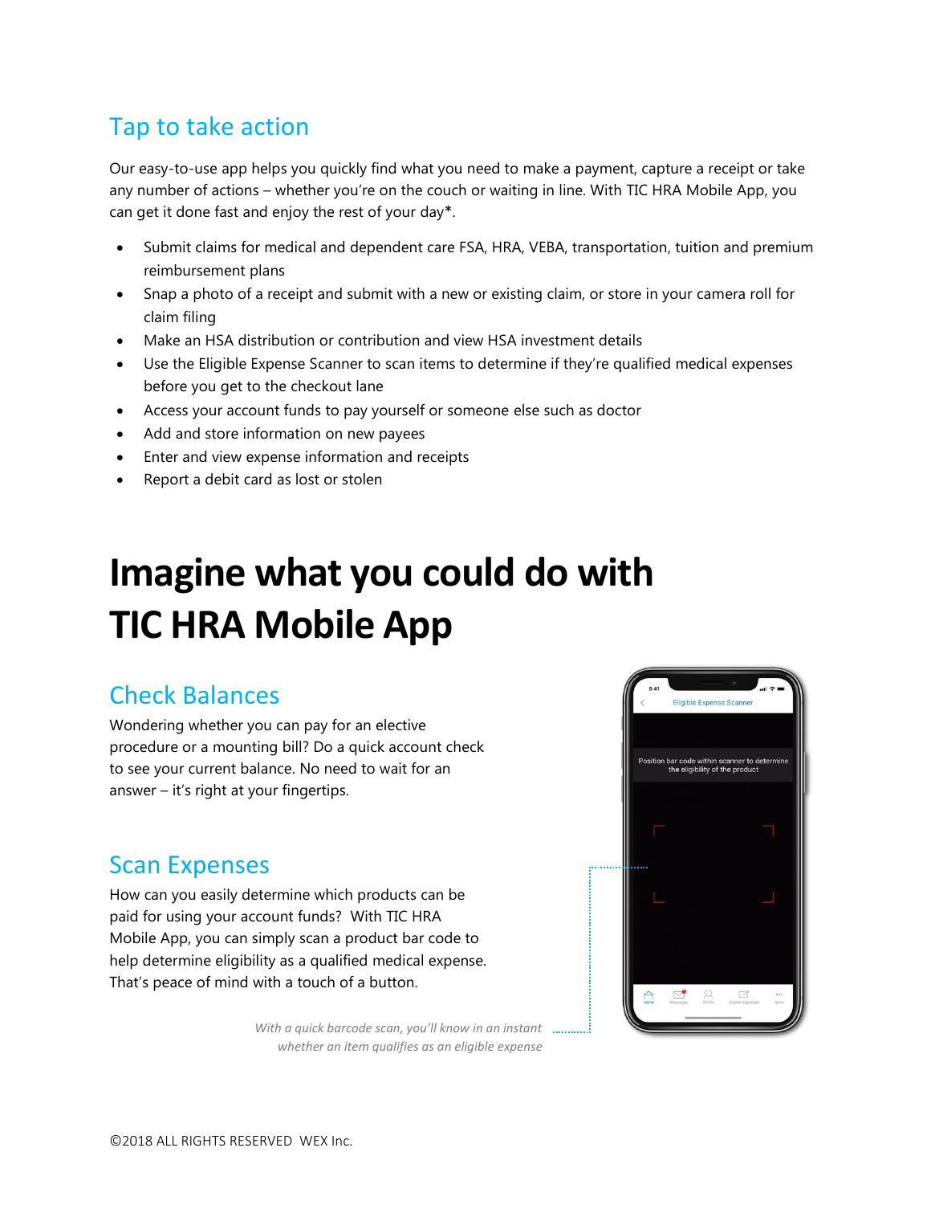## Tap to take action

Our easy-to-use app helps you quickly find what you need to make a payment, capture a receipt or take any number of actions – whether you're on the couch or waiting in line. With TIC HRA Mobile App, you can get it done fast and enjoy the rest of your day*.

- Submit claims for medical and dependent care FSA, HRA, VEBA, transportation, tuition and premium reimbursement plans
- Snap a photo of a receipt and submit with a new or existing claim, or store in your camera roll for claim filing
- Make an HSA distribution or contribution and view HSA investment details
- Use the Eligible Expense Scanner to scan items to determine if they're qualified medical expenses before you get to the checkout lane
- Access your account funds to pay yourself or someone else such as doctor
- Add and store information on new payees
- Enter and view expense information and receipts
- Report a debit card as lost or stolen

# Imagine what you could do with TIC HRA Mobile App

## Check Balances

Wondering whether you can pay for an elective procedure or a mounting bill? Do a quick account check to see your current balance. No need to wait for an answer – it's right at your fingertips.

## Scan Expenses

How can you easily determine which products can be paid for using your account funds? With TIC HRA Mobile App, you can simply scan a product bar code to help determine eligibility as a qualified medical expense. That's peace of mind with a touch of a button.

*With a quick barcode scan, you'll know in an instant whether an item qualifies as an eligible expense*

©2018 ALL RIGHTS RESERVED WEX Inc.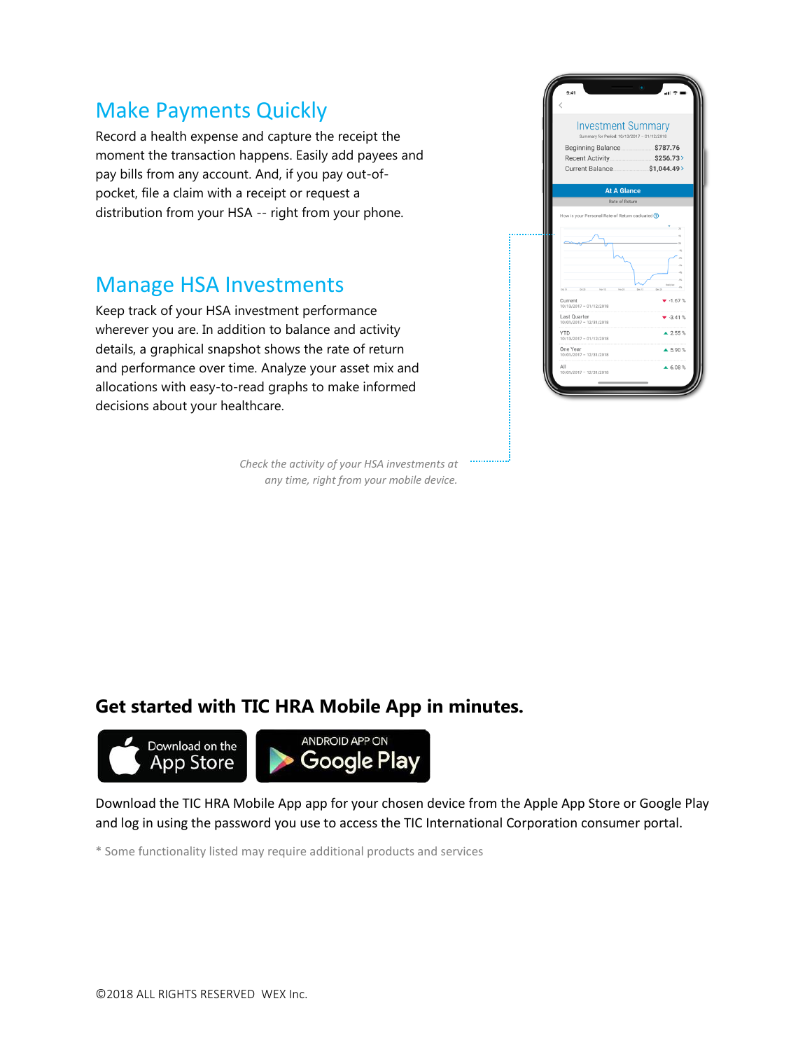## Make Payments Quickly

Record a health expense and capture the receipt the moment the transaction happens. Easily add payees and pay bills from any account. And, if you pay out-of-pocket, file a claim with a receipt or request a distribution from your HSA -- right from your phone.

## Manage HSA Investments

Keep track of your HSA investment performance wherever you are. In addition to balance and activity details, a graphical snapshot shows the rate of return and performance over time. Analyze your asset mix and allocations with easy-to-read graphs to make informed decisions about your healthcare.

*Check the activity of your HSA investments at any time, right from your mobile device.*

### Get started with TIC HRA Mobile App in minutes.

Download on the App Store

ANDROID APP ON Google Play

Download the TIC HRA Mobile App app for your chosen device from the Apple App Store or Google Play and log in using the password you use to access the TIC International Corporation consumer portal.

* Some functionality listed may require additional products and services

©2018 ALL RIGHTS RESERVED WEX Inc.